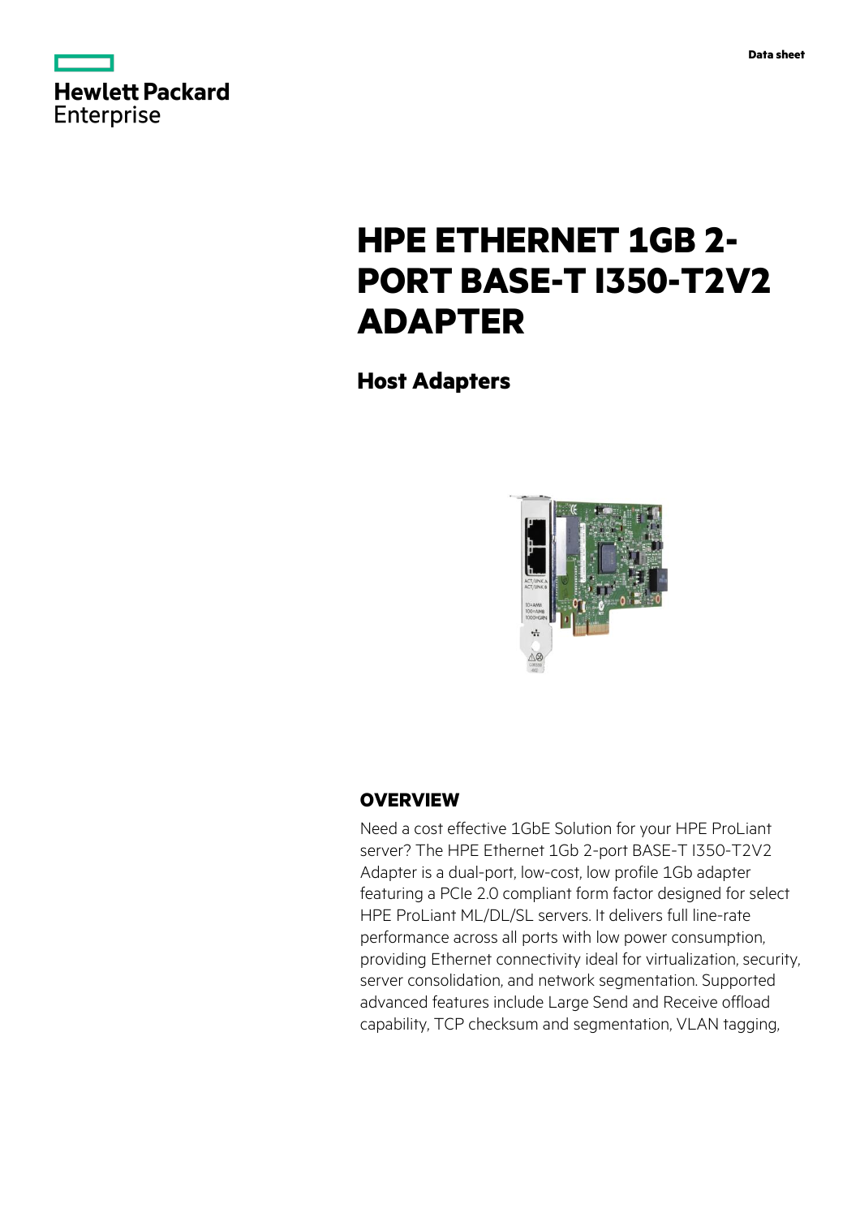Data sheet

# HPE ETHERNET 1GB 2-PORT BASE-T I350-T2V2 ADAPTER

## Host Adapters

## OVERVIEW

Need a cost effective 1GbE Solution for your HPE ProLiant server? The HPE Ethernet 1Gb 2-port BASE-T I350-T2V2 Adapter is a dual-port, low-cost, low profile 1Gb adapter featuring a PCIe 2.0 compliant form factor designed for select HPE ProLiant ML/DL/SL servers. It delivers full line-rate performance across all ports with low power consumption, providing Ethernet connectivity ideal for virtualization, security, server consolidation, and network segmentation. Supported advanced features include Large Send and Receive offload capability, TCP checksum and segmentation, VLAN tagging,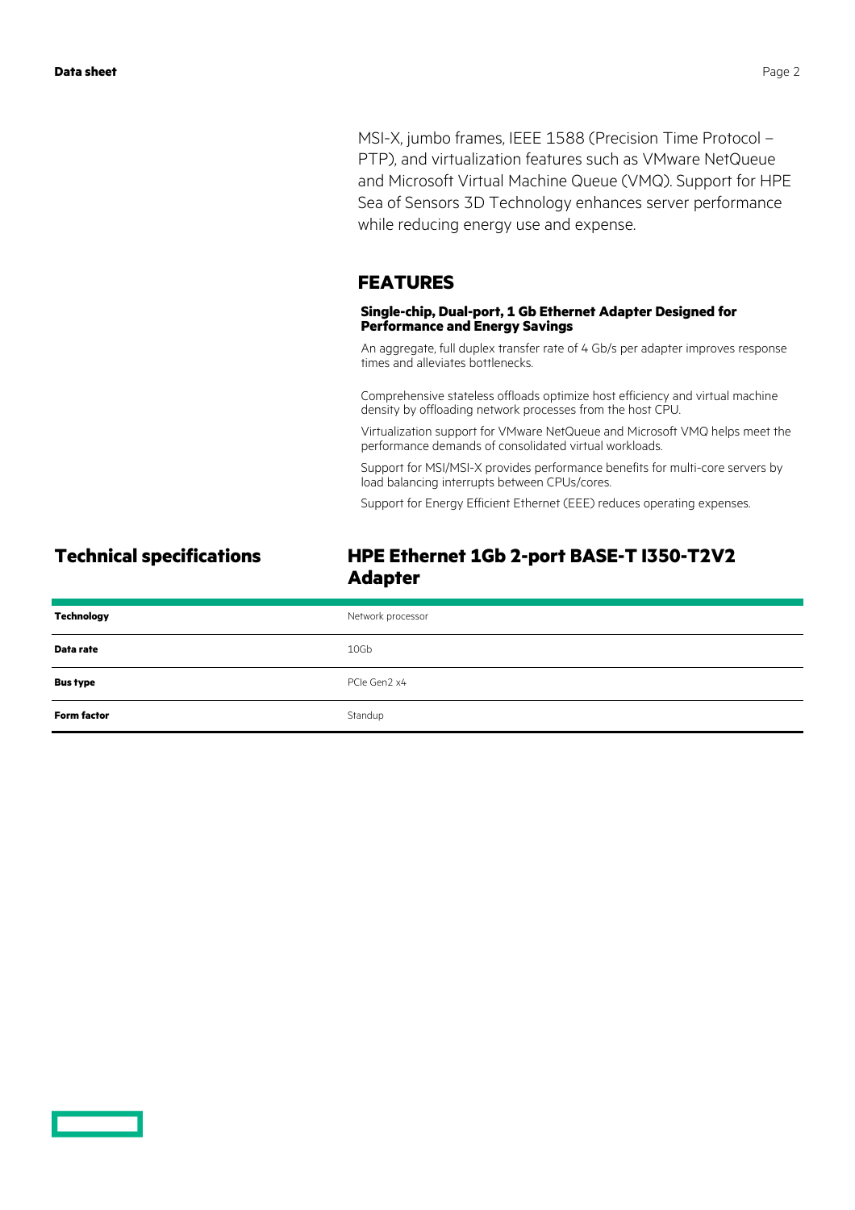MSI-X, jumbo frames, IEEE 1588 (Precision Time Protocol – PTP), and virtualization features such as VMware NetQueue and Microsoft Virtual Machine Queue (VMQ). Support for HPE Sea of Sensors 3D Technology enhances server performance while reducing energy use and expense.

## FEATURES

### Single-chip, Dual-port, 1 Gb Ethernet Adapter Designed for Performance and Energy Savings

An aggregate, full duplex transfer rate of 4 Gb/s per adapter improves response times and alleviates bottlenecks.

Comprehensive stateless offloads optimize host efficiency and virtual machine density by offloading network processes from the host CPU.

Virtualization support for VMware NetQueue and Microsoft VMQ helps meet the performance demands of consolidated virtual workloads.

Support for MSI/MSI-X provides performance benefits for multi-core servers by load balancing interrupts between CPUs/cores.

Support for Energy Efficient Ethernet (EEE) reduces operating expenses.

## Technical specifications

## HPE Ethernet 1Gb 2-port BASE-T I350-T2V2 Adapter

| | |
|---|---|
| **Technology** | Network processor |
| **Data rate** | 10Gb |
| **Bus type** | PCIe Gen2 x4 |
| **Form factor** | Standup |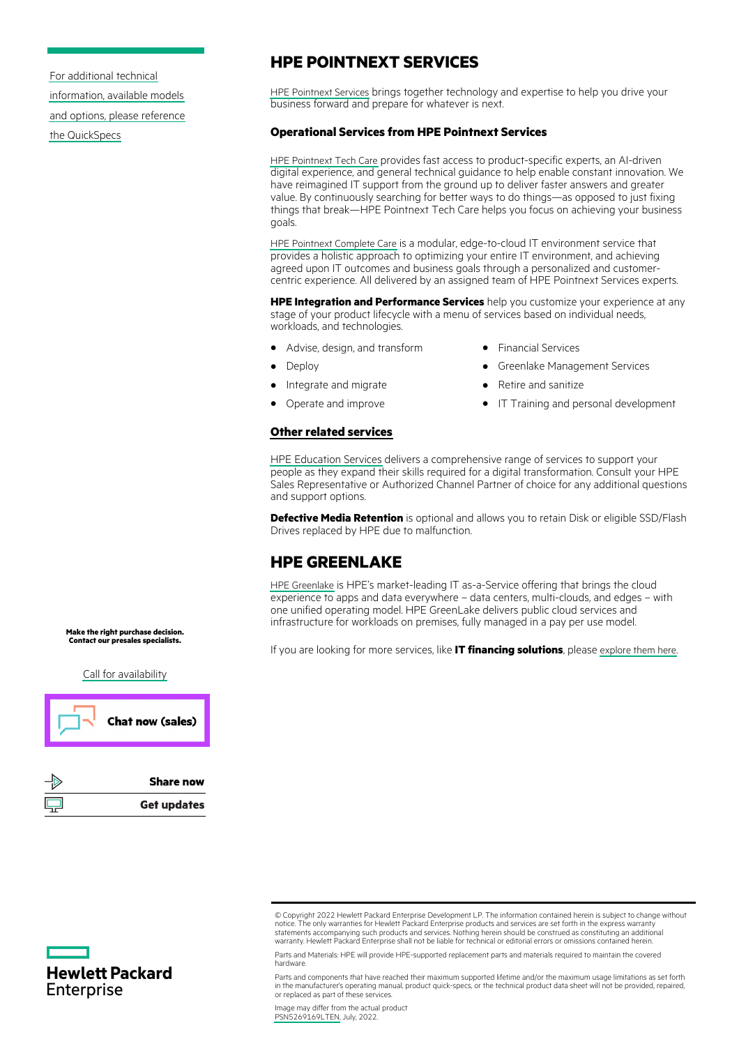For additional technical information, available models and options, please reference the QuickSpecs

# HPE POINTNEXT SERVICES

HPE Pointnext Services brings together technology and expertise to help you drive your business forward and prepare for whatever is next.

### Operational Services from HPE Pointnext Services

HPE Pointnext Tech Care provides fast access to product-specific experts, an AI-driven digital experience, and general technical guidance to help enable constant innovation. We have reimagined IT support from the ground up to deliver faster answers and greater value. By continuously searching for better ways to do things—as opposed to just fixing things that break—HPE Pointnext Tech Care helps you focus on achieving your business goals.

HPE Pointnext Complete Care is a modular, edge-to-cloud IT environment service that provides a holistic approach to optimizing your entire IT environment, and achieving agreed upon IT outcomes and business goals through a personalized and customer-centric experience. All delivered by an assigned team of HPE Pointnext Services experts.

**HPE Integration and Performance Services** help you customize your experience at any stage of your product lifecycle with a menu of services based on individual needs, workloads, and technologies.

- Advise, design, and transform
- Deploy
- Integrate and migrate
- Operate and improve
- Financial Services
- Greenlake Management Services
- Retire and sanitize
- IT Training and personal development

### Other related services

HPE Education Services delivers a comprehensive range of services to support your people as they expand their skills required for a digital transformation. Consult your HPE Sales Representative or Authorized Channel Partner of choice for any additional questions and support options.

**Defective Media Retention** is optional and allows you to retain Disk or eligible SSD/Flash Drives replaced by HPE due to malfunction.

# HPE GREENLAKE

HPE Greenlake is HPE's market-leading IT as-a-Service offering that brings the cloud experience to apps and data everywhere – data centers, multi-clouds, and edges – with one unified operating model. HPE GreenLake delivers public cloud services and infrastructure for workloads on premises, fully managed in a pay per use model.

If you are looking for more services, like **IT financing solutions**, please explore them here.

**Make the right purchase decision. Contact our presales specialists.**

Call for availability

**Chat now (sales)**

**Share now**

**Get updates**

Hewlett Packard Enterprise

© Copyright 2022 Hewlett Packard Enterprise Development LP. The information contained herein is subject to change without notice. The only warranties for Hewlett Packard Enterprise products and services are set forth in the express warranty statements accompanying such products and services. Nothing herein should be construed as constituting an additional warranty. Hewlett Packard Enterprise shall not be liable for technical or editorial errors or omissions contained herein.

Parts and Materials: HPE will provide HPE-supported replacement parts and materials required to maintain the covered hardware.

Parts and components that have reached their maximum supported lifetime and/or the maximum usage limitations as set forth in the manufacturer's operating manual, product quick-specs, or the technical product data sheet will not be provided, repaired, or replaced as part of these services.

Image may differ from the actual product

PSN5269169LTEN, July, 2022.